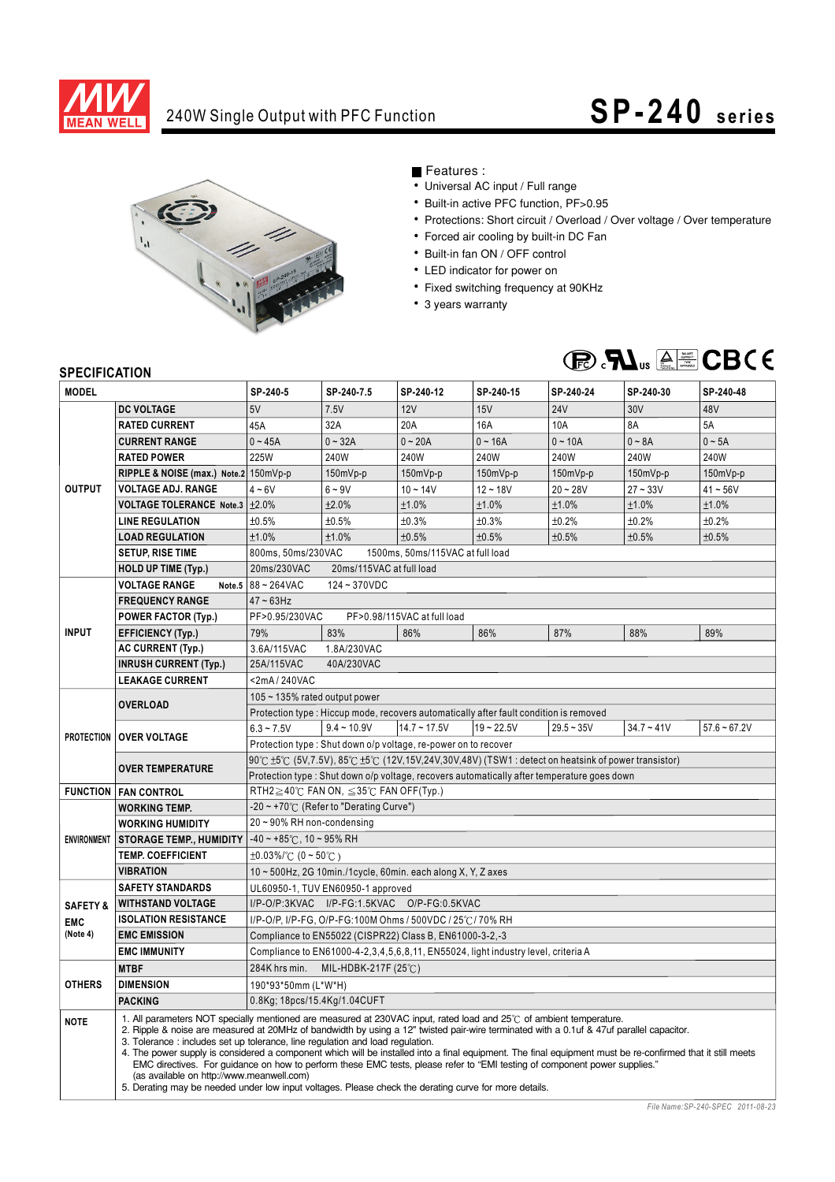# 240W Single Output with PFC Function

# SP-240 series

■ Features :

- Universal AC input / Full range
- Built-in active PFC function, PF>0.95
- Protections: Short circuit / Overload / Over voltage / Over temperature
- Forced air cooling by built-in DC Fan
- Built-in fan ON / OFF control
- LED indicator for power on
- Fixed switching frequency at 90KHz
- 3 years warranty

## SPECIFICATION

| MODEL | | SP-240-5 | SP-240-7.5 | SP-240-12 | SP-240-15 | SP-240-24 | SP-240-30 | SP-240-48 |
|---|---|---|---|---|---|---|---|---|
| OUTPUT | DC VOLTAGE | 5V | 7.5V | 12V | 15V | 24V | 30V | 48V |
| | RATED CURRENT | 45A | 32A | 20A | 16A | 10A | 8A | 5A |
| | CURRENT RANGE | 0 ~ 45A | 0 ~ 32A | 0 ~ 20A | 0 ~ 16A | 0 ~ 10A | 0 ~ 8A | 0 ~ 5A |
| | RATED POWER | 225W | 240W | 240W | 240W | 240W | 240W | 240W |
| | RIPPLE & NOISE (max.) Note.2 | 150mVp-p | 150mVp-p | 150mVp-p | 150mVp-p | 150mVp-p | 150mVp-p | 150mVp-p |
| | VOLTAGE ADJ. RANGE | 4 ~ 6V | 6 ~ 9V | 10 ~ 14V | 12 ~ 18V | 20 ~ 28V | 27 ~ 33V | 41 ~ 56V |
| | VOLTAGE TOLERANCE Note.3 | ±2.0% | ±2.0% | ±1.0% | ±1.0% | ±1.0% | ±1.0% | ±1.0% |
| | LINE REGULATION | ±0.5% | ±0.5% | ±0.3% | ±0.3% | ±0.2% | ±0.2% | ±0.2% |
| | LOAD REGULATION | ±1.0% | ±1.0% | ±0.5% | ±0.5% | ±0.5% | ±0.5% | ±0.5% |
| | SETUP, RISE TIME | 800ms, 50ms/230VAC 1500ms, 50ms/115VAC at full load | | | | | | |
| | HOLD UP TIME (Typ.) | 20ms/230VAC 20ms/115VAC at full load | | | | | | |
| INPUT | VOLTAGE RANGE Note.5 | 88 ~ 264VAC 124 ~ 370VDC | | | | | | |
| | FREQUENCY RANGE | 47 ~ 63Hz | | | | | | |
| | POWER FACTOR (Typ.) | PF>0.95/230VAC PF>0.98/115VAC at full load | | | | | | |
| | EFFICIENCY (Typ.) | 79% | 83% | 86% | 86% | 87% | 88% | 89% |
| | AC CURRENT (Typ.) | 3.6A/115VAC 1.8A/230VAC | | | | | | |
| | INRUSH CURRENT (Typ.) | 25A/115VAC 40A/230VAC | | | | | | |
| | LEAKAGE CURRENT | <2mA / 240VAC | | | | | | |
| PROTECTION | OVERLOAD | 105 ~ 135% rated output power | | | | | | |
| | | Protection type : Hiccup mode, recovers automatically after fault condition is removed | | | | | | |
| | OVER VOLTAGE | 6.3 ~ 7.5V | 9.4 ~ 10.9V | 14.7 ~ 17.5V | 19 ~ 22.5V | 29.5 ~ 35V | 34.7 ~ 41V | 57.6 ~ 67.2V |
| | | Protection type : Shut down o/p voltage, re-power on to recover | | | | | | |
| | OVER TEMPERATURE | 90℃ ±5℃ (5V,7.5V), 85℃ ±5℃ (12V,15V,24V,30V,48V) (TSW1 : detect on heatsink of power transistor) | | | | | | |
| | | Protection type : Shut down o/p voltage, recovers automatically after temperature goes down | | | | | | |
| FUNCTION | FAN CONTROL | RTH2≧40℃ FAN ON, ≦35℃ FAN OFF(Typ.) | | | | | | |
| ENVIRONMENT | WORKING TEMP. | -20 ~ +70℃ (Refer to "Derating Curve") | | | | | | |
| | WORKING HUMIDITY | 20 ~ 90% RH non-condensing | | | | | | |
| | STORAGE TEMP., HUMIDITY | -40 ~ +85℃, 10 ~ 95% RH | | | | | | |
| | TEMP. COEFFICIENT | ±0.03%/℃ (0 ~ 50℃) | | | | | | |
| | VIBRATION | 10 ~ 500Hz, 2G 10min./1cycle, 60min. each along X, Y, Z axes | | | | | | |
| SAFETY & EMC (Note 4) | SAFETY STANDARDS | UL60950-1, TUV EN60950-1 approved | | | | | | |
| | WITHSTAND VOLTAGE | I/P-O/P:3KVAC I/P-FG:1.5KVAC O/P-FG:0.5KVAC | | | | | | |
| | ISOLATION RESISTANCE | I/P-O/P, I/P-FG, O/P-FG:100M Ohms / 500VDC / 25℃/ 70% RH | | | | | | |
| | EMC EMISSION | Compliance to EN55022 (CISPR22) Class B, EN61000-3-2,-3 | | | | | | |
| | EMC IMMUNITY | Compliance to EN61000-4-2,3,4,5,6,8,11, EN55024, light industry level, criteria A | | | | | | |
| OTHERS | MTBF | 284K hrs min. MIL-HDBK-217F (25℃) | | | | | | |
| | DIMENSION | 190*93*50mm (L*W*H) | | | | | | |
| | PACKING | 0.8Kg; 18pcs/15.4Kg/1.04CUFT | | | | | | |

**NOTE**

1. All parameters NOT specially mentioned are measured at 230VAC input, rated load and 25℃ of ambient temperature.
2. Ripple & noise are measured at 20MHz of bandwidth by using a 12" twisted pair-wire terminated with a 0.1uf & 47uf parallel capacitor.
3. Tolerance : includes set up tolerance, line regulation and load regulation.
4. The power supply is considered a component which will be installed into a final equipment. The final equipment must be re-confirmed that it still meets EMC directives. For guidance on how to perform these EMC tests, please refer to "EMI testing of component power supplies." (as available on http://www.meanwell.com)
5. Derating may be needed under low input voltages. Please check the derating curve for more details.

File Name:SP-240-SPEC 2011-08-23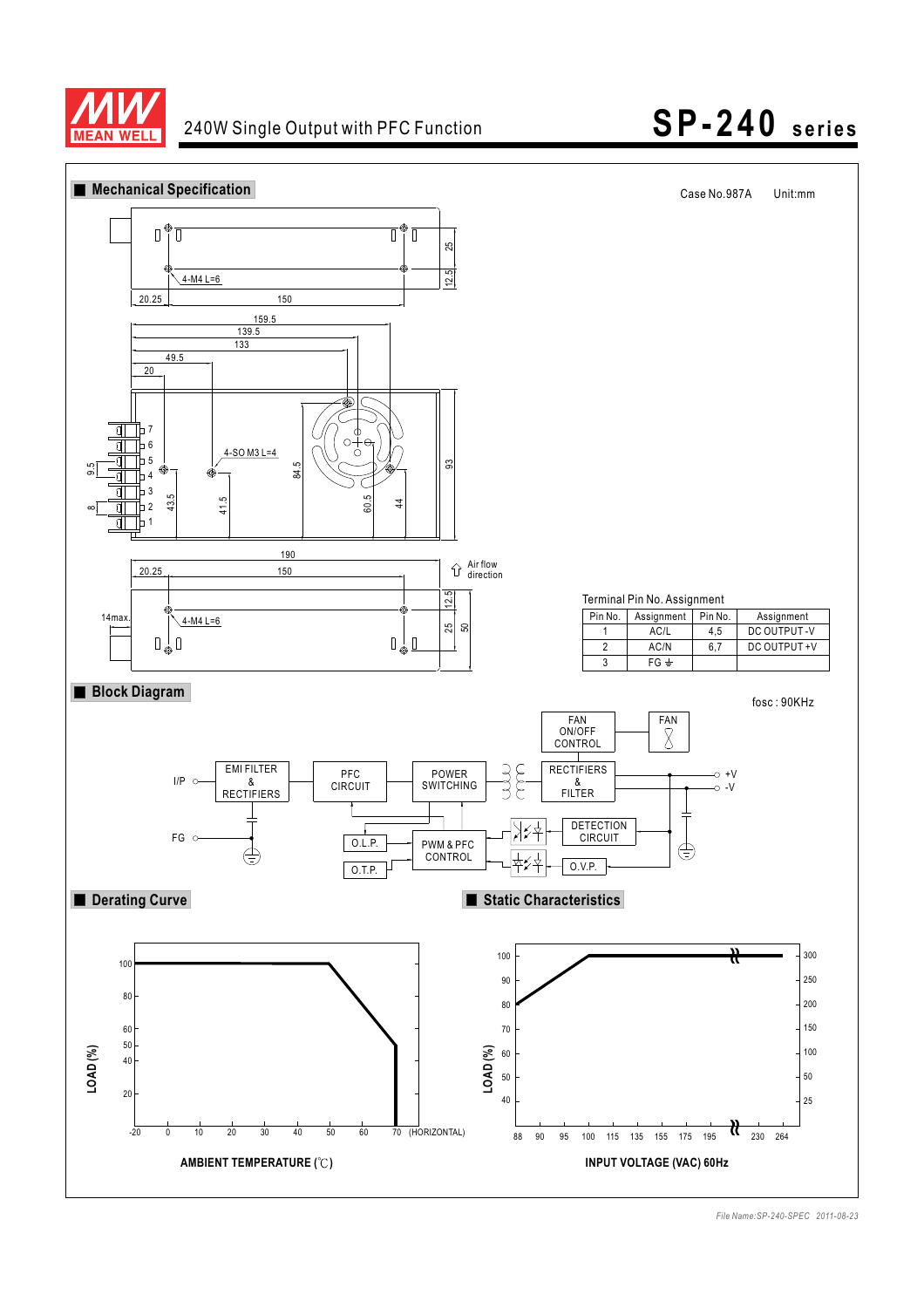# 240W Single Output with PFC Function

# SP-240 series

## Mechanical Specification

Case No.987A Unit:mm

4-M4 L=6

20.25 150

25 12.5

159.5
139.5
133
49.5
20

4-SO M3 L=4

7 6 5 4 3 2 1

9.5 8 43.5 41.5 84.5 60.5 44 93

190
20.25 150

Air flow direction

14max.

4-M4 L=6

12.5 25 50

Terminal Pin No. Assignment

| Pin No. | Assignment | Pin No. | Assignment |
|---|---|---|---|
| 1 | AC/L | 4,5 | DC OUTPUT -V |
| 2 | AC/N | 6,7 | DC OUTPUT +V |
| 3 | FG ⏚ | | |

## Block Diagram

fosc : 90KHz

I/P
FG
EMI FILTER & RECTIFIERS
PFC CIRCUIT
POWER SWITCHING
RECTIFIERS & FILTER
FAN ON/OFF CONTROL
FAN
+V
-V
O.L.P.
O.T.P.
PWM & PFC CONTROL
DETECTION CIRCUIT
O.V.P.

## Derating Curve

LOAD (%)
100 80 60 50 40 20
-20 0 10 20 30 40 50 60 70 (HORIZONTAL)
AMBIENT TEMPERATURE (℃)

## Static Characteristics

LOAD (%)
100 90 80 70 60 50 40
300 250 200 150 100 50 25
88 90 95 100 115 135 155 175 195 230 264
INPUT VOLTAGE (VAC) 60Hz

*File Name:SP-240-SPEC 2011-08-23*